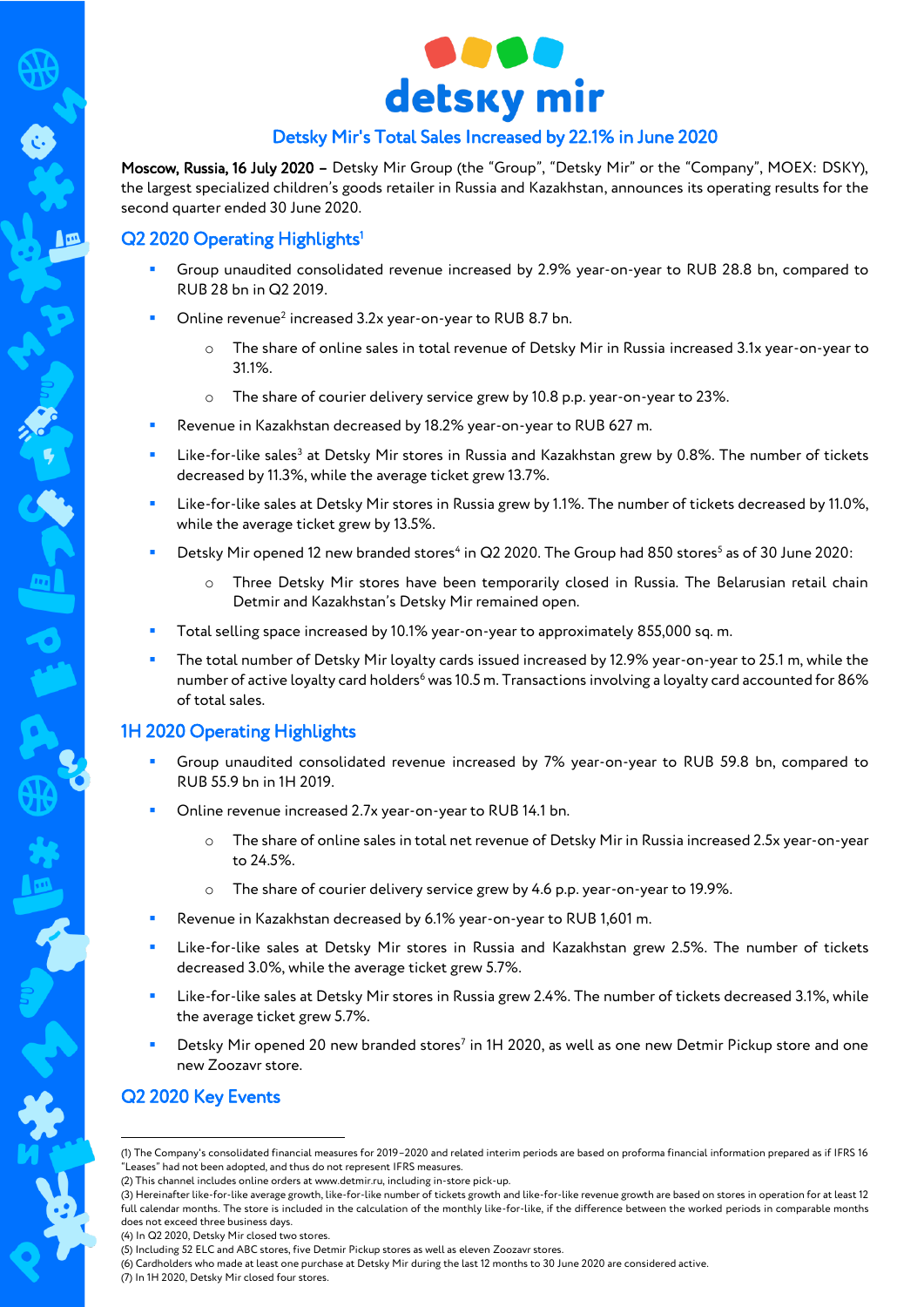# detsky mir

## Detsky Mir's Total Sales Increased by 22.1% in June 2020

**Moscow, Russia, 16 July 2020 –** Detsky Mir Group (the "Group", "Detsky Mir" or the "Company", MOEX: DSKY), the largest specialized children's goods retailer in Russia and Kazakhstan, announces its operating results for the second quarter ended 30 June 2020.

## Q2 2020 Operating Highlights[1]

- Group unaudited consolidated revenue increased by 2.9% year-on-year to RUB 28.8 bn, compared to RUB 28 bn in Q2 2019.
- Online revenue[2] increased 3.2x year-on-year to RUB 8.7 bn.
  - The share of online sales in total revenue of Detsky Mir in Russia increased 3.1x year-on-year to 31.1%.
  - The share of courier delivery service grew by 10.8 p.p. year-on-year to 23%.
- Revenue in Kazakhstan decreased by 18.2% year-on-year to RUB 627 m.
- Like-for-like sales[3] at Detsky Mir stores in Russia and Kazakhstan grew by 0.8%. The number of tickets decreased by 11.3%, while the average ticket grew 13.7%.
- Like-for-like sales at Detsky Mir stores in Russia grew by 1.1%. The number of tickets decreased by 11.0%, while the average ticket grew by 13.5%.
- Detsky Mir opened 12 new branded stores[4] in Q2 2020. The Group had 850 stores[5] as of 30 June 2020:
  - Three Detsky Mir stores have been temporarily closed in Russia. The Belarusian retail chain Detmir and Kazakhstan's Detsky Mir remained open.
- Total selling space increased by 10.1% year-on-year to approximately 855,000 sq. m.
- The total number of Detsky Mir loyalty cards issued increased by 12.9% year-on-year to 25.1 m, while the number of active loyalty card holders[6] was 10.5 m. Transactions involving a loyalty card accounted for 86% of total sales.

## 1H 2020 Operating Highlights

- Group unaudited consolidated revenue increased by 7% year-on-year to RUB 59.8 bn, compared to RUB 55.9 bn in 1H 2019.
- Online revenue increased 2.7x year-on-year to RUB 14.1 bn.
  - The share of online sales in total net revenue of Detsky Mir in Russia increased 2.5x year-on-year to 24.5%.
  - The share of courier delivery service grew by 4.6 p.p. year-on-year to 19.9%.
- Revenue in Kazakhstan decreased by 6.1% year-on-year to RUB 1,601 m.
- Like-for-like sales at Detsky Mir stores in Russia and Kazakhstan grew 2.5%. The number of tickets decreased 3.0%, while the average ticket grew 5.7%.
- Like-for-like sales at Detsky Mir stores in Russia grew 2.4%. The number of tickets decreased 3.1%, while the average ticket grew 5.7%.
- Detsky Mir opened 20 new branded stores[7] in 1H 2020, as well as one new Detmir Pickup store and one new Zoozavr store.

## Q2 2020 Key Events

---

(1) The Company's consolidated financial measures for 2019–2020 and related interim periods are based on proforma financial information prepared as if IFRS 16 "Leases" had not been adopted, and thus do not represent IFRS measures.
(2) This channel includes online orders at www.detmir.ru, including in-store pick-up.
(3) Hereinafter like-for-like average growth, like-for-like number of tickets growth and like-for-like revenue growth are based on stores in operation for at least 12 full calendar months. The store is included in the calculation of the monthly like-for-like, if the difference between the worked periods in comparable months does not exceed three business days.
(4) In Q2 2020, Detsky Mir closed two stores.
(5) Including 52 ELC and ABC stores, five Detmir Pickup stores as well as eleven Zoozavr stores.
(6) Cardholders who made at least one purchase at Detsky Mir during the last 12 months to 30 June 2020 are considered active.
(7) In 1H 2020, Detsky Mir closed four stores.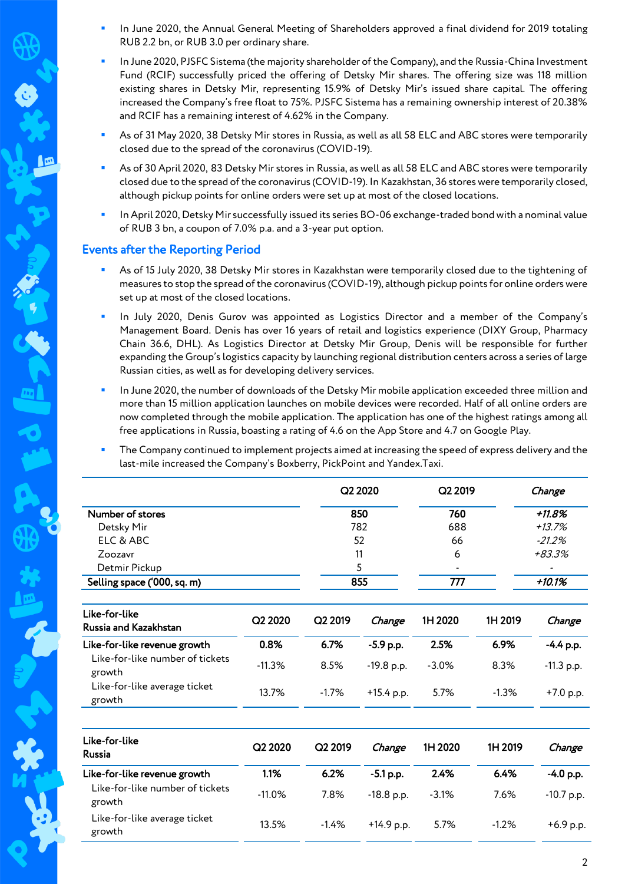- In June 2020, the Annual General Meeting of Shareholders approved a final dividend for 2019 totaling RUB 2.2 bn, or RUB 3.0 per ordinary share.
- In June 2020, PJSFC Sistema (the majority shareholder of the Company), and the Russia-China Investment Fund (RCIF) successfully priced the offering of Detsky Mir shares. The offering size was 118 million existing shares in Detsky Mir, representing 15.9% of Detsky Mir's issued share capital. The offering increased the Company's free float to 75%. PJSFC Sistema has a remaining ownership interest of 20.38% and RCIF has a remaining interest of 4.62% in the Company.
- As of 31 May 2020, 38 Detsky Mir stores in Russia, as well as all 58 ELC and ABC stores were temporarily closed due to the spread of the coronavirus (COVID-19).
- As of 30 April 2020, 83 Detsky Mir stores in Russia, as well as all 58 ELC and ABC stores were temporarily closed due to the spread of the coronavirus (COVID-19). In Kazakhstan, 36 stores were temporarily closed, although pickup points for online orders were set up at most of the closed locations.
- In April 2020, Detsky Mir successfully issued its series BO-06 exchange-traded bond with a nominal value of RUB 3 bn, a coupon of 7.0% p.a. and a 3-year put option.

## Events after the Reporting Period

- As of 15 July 2020, 38 Detsky Mir stores in Kazakhstan were temporarily closed due to the tightening of measures to stop the spread of the coronavirus (COVID-19), although pickup points for online orders were set up at most of the closed locations.
- In July 2020, Denis Gurov was appointed as Logistics Director and a member of the Company's Management Board. Denis has over 16 years of retail and logistics experience (DIXY Group, Pharmacy Chain 36.6, DHL). As Logistics Director at Detsky Mir Group, Denis will be responsible for further expanding the Group's logistics capacity by launching regional distribution centers across a series of large Russian cities, as well as for developing delivery services.
- In June 2020, the number of downloads of the Detsky Mir mobile application exceeded three million and more than 15 million application launches on mobile devices were recorded. Half of all online orders are now completed through the mobile application. The application has one of the highest ratings among all free applications in Russia, boasting a rating of 4.6 on the App Store and 4.7 on Google Play.
- The Company continued to implement projects aimed at increasing the speed of express delivery and the last-mile increased the Company's Boxberry, PickPoint and Yandex.Taxi.

| | Q2 2020 | Q2 2019 | *Change* |
|---|---|---|---|
| **Number of stores** | **850** | **760** | ***+11.8%*** |
| Detsky Mir | 782 | 688 | *+13.7%* |
| ELC & ABC | 52 | 66 | *-21.2%* |
| Zoozavr | 11 | 6 | *+83.3%* |
| Detmir Pickup | 5 | - | - |
| **Selling space ('000, sq. m)** | **855** | **777** | ***+10.1%*** |

| Like-for-like Russia and Kazakhstan | Q2 2020 | Q2 2019 | *Change* | 1H 2020 | 1H 2019 | *Change* |
|---|---|---|---|---|---|---|
| **Like-for-like revenue growth** | **0.8%** | **6.7%** | **-5.9 p.p.** | **2.5%** | **6.9%** | **-4.4 p.p.** |
| Like-for-like number of tickets growth | -11.3% | 8.5% | -19.8 p.p. | -3.0% | 8.3% | -11.3 p.p. |
| Like-for-like average ticket growth | 13.7% | -1.7% | +15.4 p.p. | 5.7% | -1.3% | +7.0 p.p. |

| Like-for-like Russia | Q2 2020 | Q2 2019 | *Change* | 1H 2020 | 1H 2019 | *Change* |
|---|---|---|---|---|---|---|
| **Like-for-like revenue growth** | **1.1%** | **6.2%** | **-5.1 p.p.** | **2.4%** | **6.4%** | **-4.0 p.p.** |
| Like-for-like number of tickets growth | -11.0% | 7.8% | -18.8 p.p. | -3.1% | 7.6% | -10.7 p.p. |
| Like-for-like average ticket growth | 13.5% | -1.4% | +14.9 p.p. | 5.7% | -1.2% | +6.9 p.p. |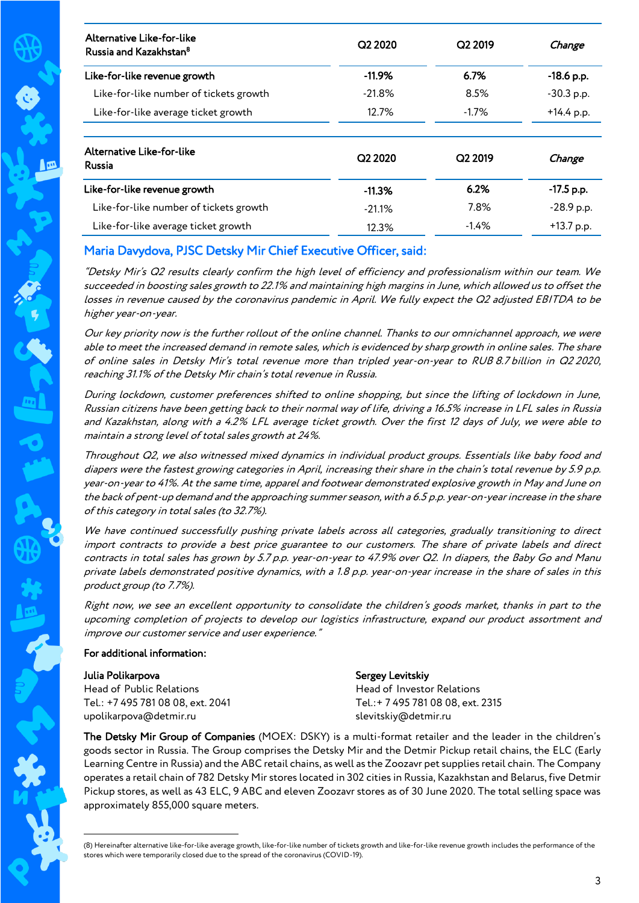| Alternative Like-for-like Russia and Kazakhstan[8] | Q2 2020 | Q2 2019 | *Change* |
|---|---|---|---|
| **Like-for-like revenue growth** | **-11.9%** | **6.7%** | **-18.6 p.p.** |
| Like-for-like number of tickets growth | -21.8% | 8.5% | -30.3 p.p. |
| Like-for-like average ticket growth | 12.7% | -1.7% | +14.4 p.p. |

| Alternative Like-for-like Russia | Q2 2020 | Q2 2019 | *Change* |
|---|---|---|---|
| **Like-for-like revenue growth** | **-11.3%** | **6.2%** | **-17.5 p.p.** |
| Like-for-like number of tickets growth | -21.1% | 7.8% | -28.9 p.p. |
| Like-for-like average ticket growth | 12.3% | -1.4% | +13.7 p.p. |

## Maria Davydova, PJSC Detsky Mir Chief Executive Officer, said:

*"Detsky Mir's Q2 results clearly confirm the high level of efficiency and professionalism within our team. We succeeded in boosting sales growth to 22.1% and maintaining high margins in June, which allowed us to offset the losses in revenue caused by the coronavirus pandemic in April. We fully expect the Q2 adjusted EBITDA to be higher year-on-year.*

*Our key priority now is the further rollout of the online channel. Thanks to our omnichannel approach, we were able to meet the increased demand in remote sales, which is evidenced by sharp growth in online sales. The share of online sales in Detsky Mir's total revenue more than tripled year-on-year to RUB 8.7 billion in Q2 2020, reaching 31.1% of the Detsky Mir chain's total revenue in Russia.*

*During lockdown, customer preferences shifted to online shopping, but since the lifting of lockdown in June, Russian citizens have been getting back to their normal way of life, driving a 16.5% increase in LFL sales in Russia and Kazakhstan, along with a 4.2% LFL average ticket growth. Over the first 12 days of July, we were able to maintain a strong level of total sales growth at 24%.*

*Throughout Q2, we also witnessed mixed dynamics in individual product groups. Essentials like baby food and diapers were the fastest growing categories in April, increasing their share in the chain's total revenue by 5.9 p.p. year-on-year to 41%. At the same time, apparel and footwear demonstrated explosive growth in May and June on the back of pent-up demand and the approaching summer season, with a 6.5 p.p. year-on-year increase in the share of this category in total sales (to 32.7%).*

*We have continued successfully pushing private labels across all categories, gradually transitioning to direct import contracts to provide a best price guarantee to our customers. The share of private labels and direct contracts in total sales has grown by 5.7 p.p. year-on-year to 47.9% over Q2. In diapers, the Baby Go and Manu private labels demonstrated positive dynamics, with a 1.8 p.p. year-on-year increase in the share of sales in this product group (to 7.7%).*

*Right now, we see an excellent opportunity to consolidate the children's goods market, thanks in part to the upcoming completion of projects to develop our logistics infrastructure, expand our product assortment and improve our customer service and user experience."*

**For additional information:**

**Julia Polikarpova**
Head of Public Relations
Tel.: +7 495 781 08 08, ext. 2041
upolikarpova@detmir.ru

**Sergey Levitskiy**
Head of Investor Relations
Tel.: + 7 495 781 08 08, ext. 2315
slevitskiy@detmir.ru

**The Detsky Mir Group of Companies** (MOEX: DSKY) is a multi-format retailer and the leader in the children's goods sector in Russia. The Group comprises the Detsky Mir and the Detmir Pickup retail chains, the ELC (Early Learning Centre in Russia) and the ABC retail chains, as well as the Zoozavr pet supplies retail chain. The Company operates a retail chain of 782 Detsky Mir stores located in 302 cities in Russia, Kazakhstan and Belarus, five Detmir Pickup stores, as well as 43 ELC, 9 ABC and eleven Zoozavr stores as of 30 June 2020. The total selling space was approximately 855,000 square meters.

(8) Hereinafter alternative like-for-like average growth, like-for-like number of tickets growth and like-for-like revenue growth includes the performance of the stores which were temporarily closed due to the spread of the coronavirus (COVID-19).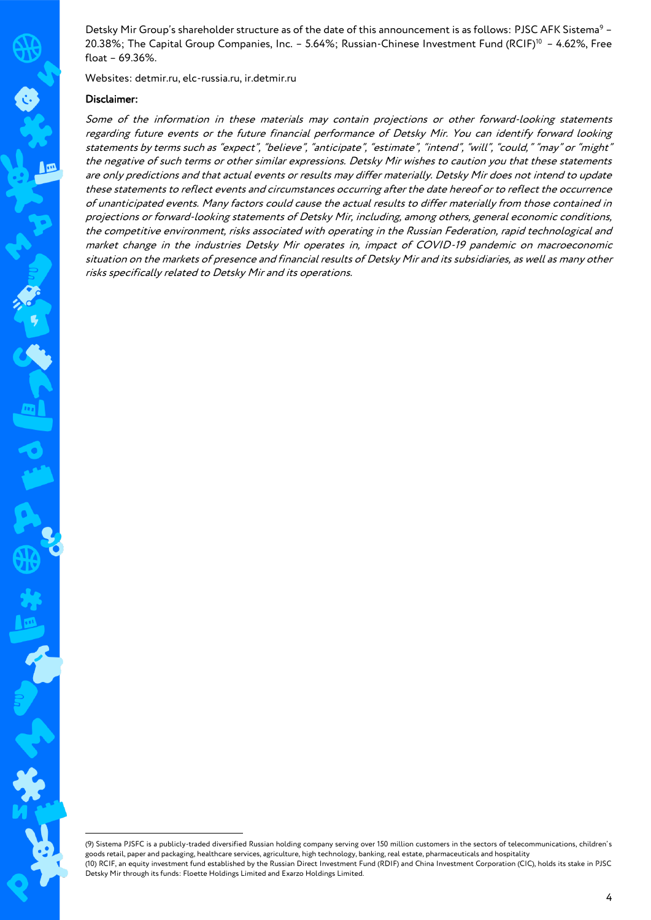Detsky Mir Group's shareholder structure as of the date of this announcement is as follows: PJSC AFK Sistema[9] – 20.38%; The Capital Group Companies, Inc. – 5.64%; Russian-Chinese Investment Fund (RCIF)[10] – 4.62%, Free float – 69.36%.

Websites: detmir.ru, elc-russia.ru, ir.detmir.ru

**Disclaimer:**

*Some of the information in these materials may contain projections or other forward-looking statements regarding future events or the future financial performance of Detsky Mir. You can identify forward looking statements by terms such as "expect", "believe", "anticipate", "estimate", "intend", "will", "could," "may" or "might" the negative of such terms or other similar expressions. Detsky Mir wishes to caution you that these statements are only predictions and that actual events or results may differ materially. Detsky Mir does not intend to update these statements to reflect events and circumstances occurring after the date hereof or to reflect the occurrence of unanticipated events. Many factors could cause the actual results to differ materially from those contained in projections or forward-looking statements of Detsky Mir, including, among others, general economic conditions, the competitive environment, risks associated with operating in the Russian Federation, rapid technological and market change in the industries Detsky Mir operates in, impact of COVID-19 pandemic on macroeconomic situation on the markets of presence and financial results of Detsky Mir and its subsidiaries, as well as many other risks specifically related to Detsky Mir and its operations.*

---

(9) Sistema PJSFC is a publicly-traded diversified Russian holding company serving over 150 million customers in the sectors of telecommunications, children's goods retail, paper and packaging, healthcare services, agriculture, high technology, banking, real estate, pharmaceuticals and hospitality

(10) RCIF, an equity investment fund established by the Russian Direct Investment Fund (RDIF) and China Investment Corporation (CIC), holds its stake in PJSC Detsky Mir through its funds: Floette Holdings Limited and Exarzo Holdings Limited.